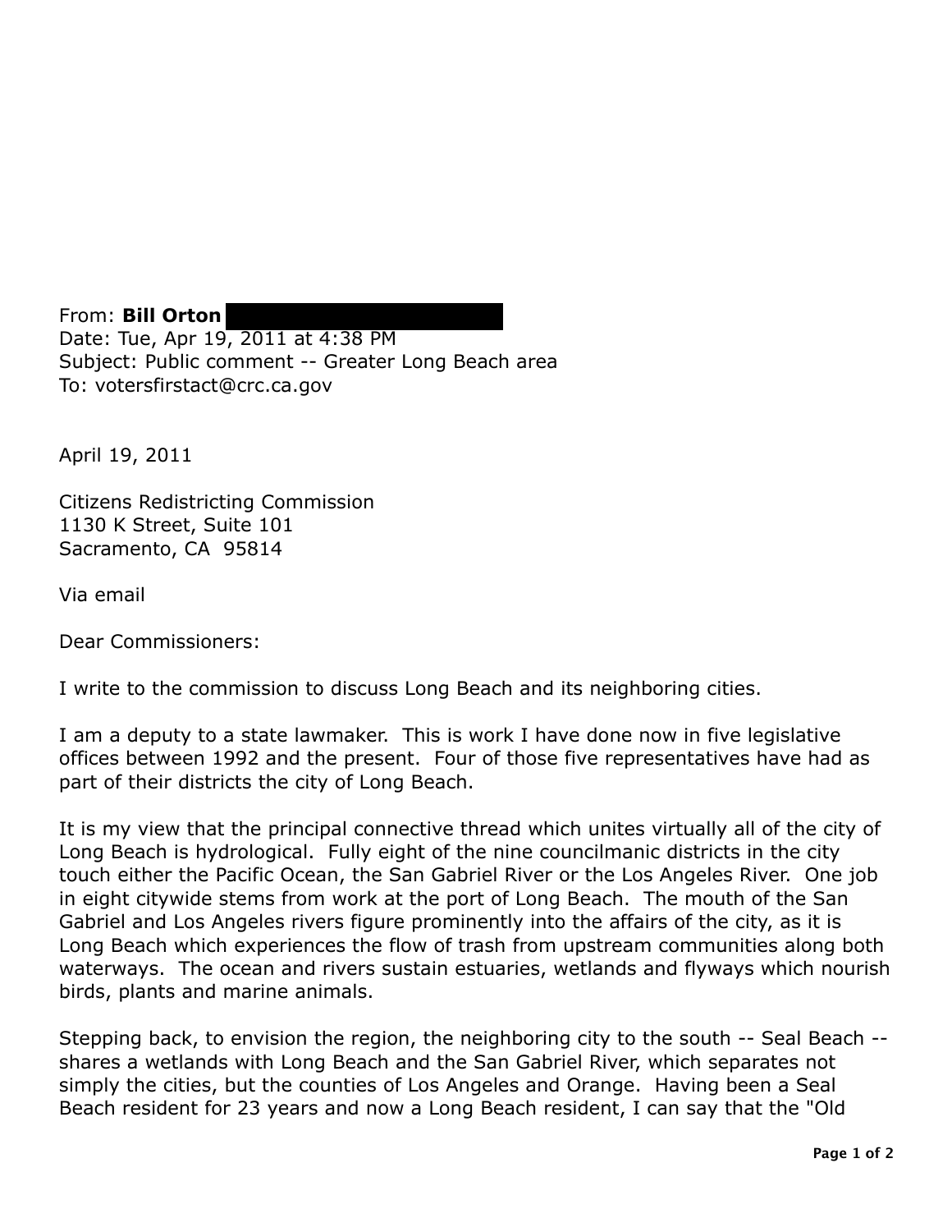From: **Bill Orton**
Date: Tue, Apr 19, 2011 at 4:38 PM
Subject: Public comment -- Greater Long Beach area
To: votersfirstact@crc.ca.gov

April 19, 2011

Citizens Redistricting Commission
1130 K Street, Suite 101
Sacramento, CA 95814

Via email

Dear Commissioners:

I write to the commission to discuss Long Beach and its neighboring cities.

I am a deputy to a state lawmaker. This is work I have done now in five legislative offices between 1992 and the present. Four of those five representatives have had as part of their districts the city of Long Beach.

It is my view that the principal connective thread which unites virtually all of the city of Long Beach is hydrological. Fully eight of the nine councilmanic districts in the city touch either the Pacific Ocean, the San Gabriel River or the Los Angeles River. One job in eight citywide stems from work at the port of Long Beach. The mouth of the San Gabriel and Los Angeles rivers figure prominently into the affairs of the city, as it is Long Beach which experiences the flow of trash from upstream communities along both waterways. The ocean and rivers sustain estuaries, wetlands and flyways which nourish birds, plants and marine animals.

Stepping back, to envision the region, the neighboring city to the south -- Seal Beach -- shares a wetlands with Long Beach and the San Gabriel River, which separates not simply the cities, but the counties of Los Angeles and Orange. Having been a Seal Beach resident for 23 years and now a Long Beach resident, I can say that the "Old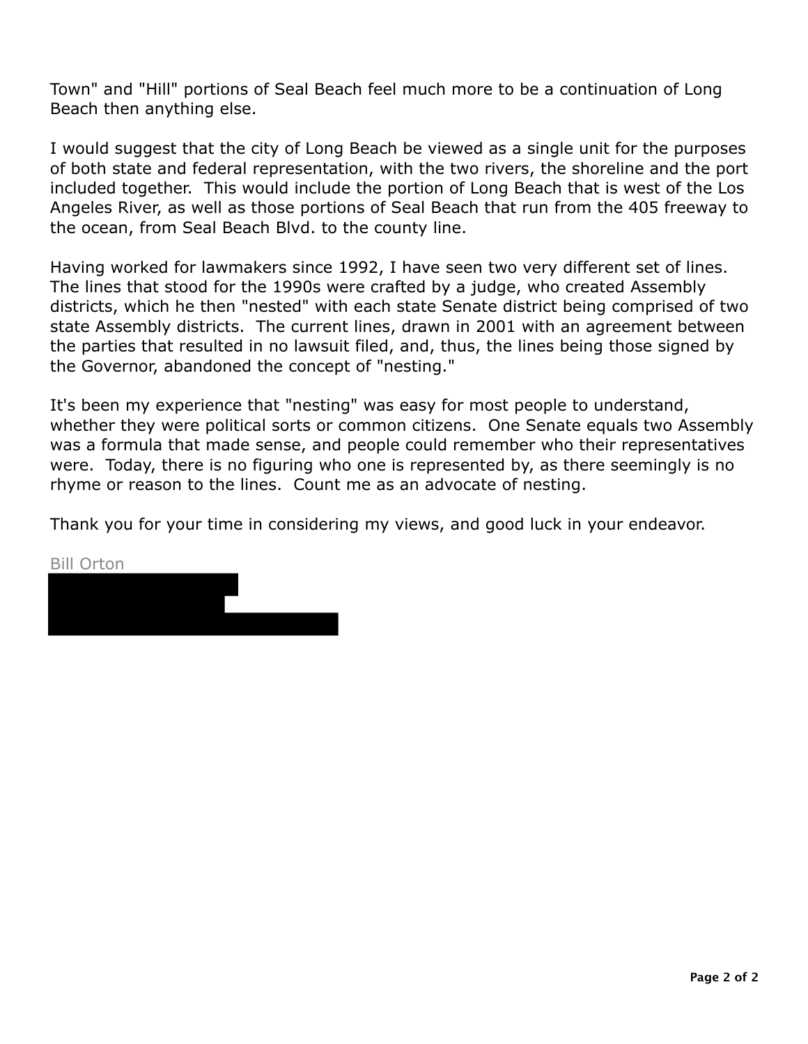Town" and "Hill" portions of Seal Beach feel much more to be a continuation of Long Beach then anything else.

I would suggest that the city of Long Beach be viewed as a single unit for the purposes of both state and federal representation, with the two rivers, the shoreline and the port included together. This would include the portion of Long Beach that is west of the Los Angeles River, as well as those portions of Seal Beach that run from the 405 freeway to the ocean, from Seal Beach Blvd. to the county line.

Having worked for lawmakers since 1992, I have seen two very different set of lines. The lines that stood for the 1990s were crafted by a judge, who created Assembly districts, which he then "nested" with each state Senate district being comprised of two state Assembly districts. The current lines, drawn in 2001 with an agreement between the parties that resulted in no lawsuit filed, and, thus, the lines being those signed by the Governor, abandoned the concept of "nesting."

It's been my experience that "nesting" was easy for most people to understand, whether they were political sorts or common citizens. One Senate equals two Assembly was a formula that made sense, and people could remember who their representatives were. Today, there is no figuring who one is represented by, as there seemingly is no rhyme or reason to the lines. Count me as an advocate of nesting.

Thank you for your time in considering my views, and good luck in your endeavor.

Bill Orton